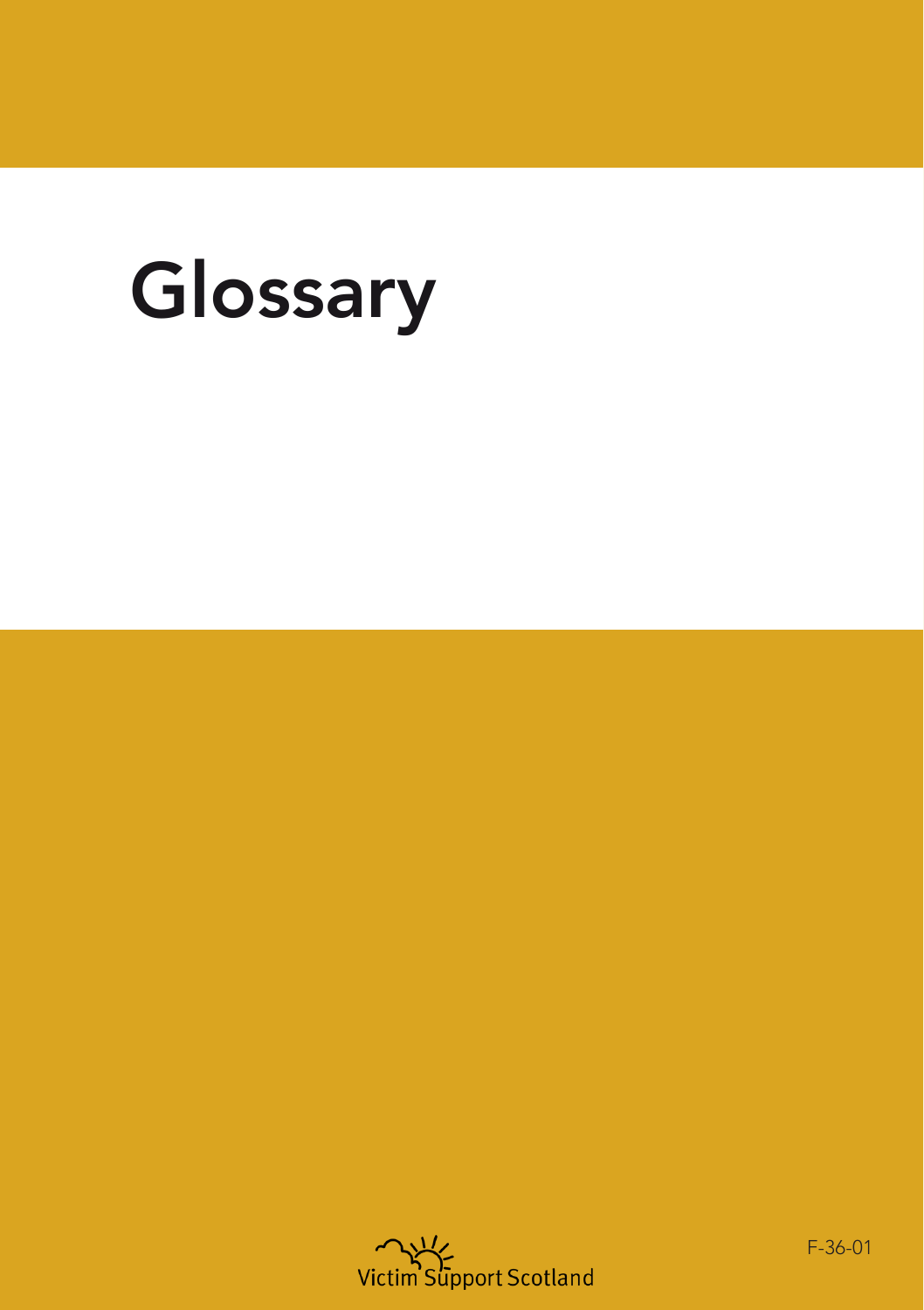# Glossary

Victim Support Scotland

F-36-01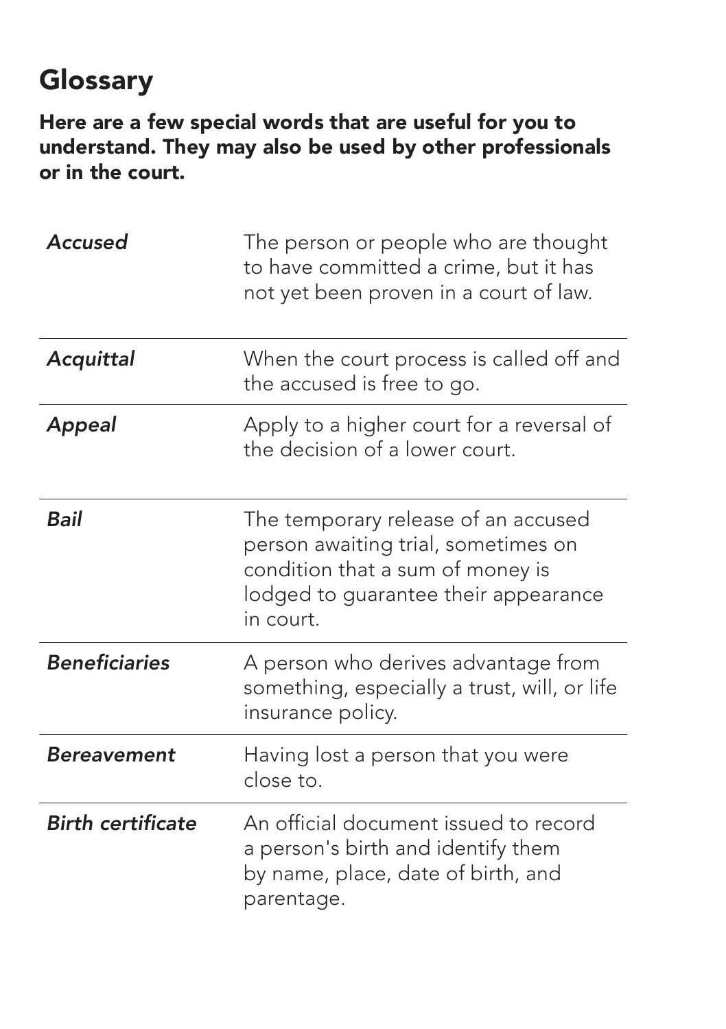## Glossary

**Here are a few special words that are useful for you to understand. They may also be used by other professionals or in the court.**

| | |
|---|---|
| ***Accused*** | The person or people who are thought to have committed a crime, but it has not yet been proven in a court of law. |
| ***Acquittal*** | When the court process is called off and the accused is free to go. |
| ***Appeal*** | Apply to a higher court for a reversal of the decision of a lower court. |
| ***Bail*** | The temporary release of an accused person awaiting trial, sometimes on condition that a sum of money is lodged to guarantee their appearance in court. |
| ***Beneficiaries*** | A person who derives advantage from something, especially a trust, will, or life insurance policy. |
| ***Bereavement*** | Having lost a person that you were close to. |
| ***Birth certificate*** | An official document issued to record a person's birth and identify them by name, place, date of birth, and parentage. |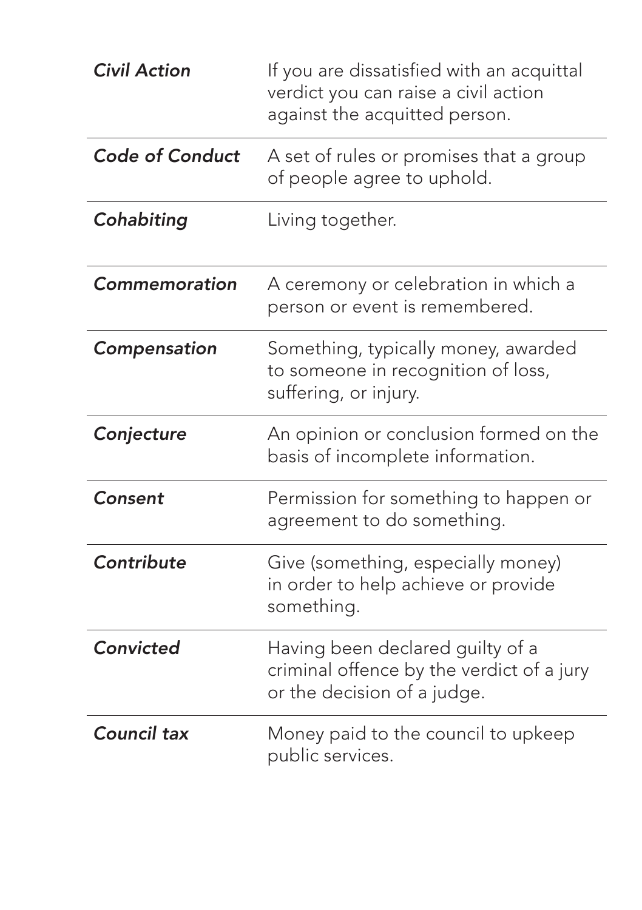| | |
|---|---|
| ***Civil Action*** | If you are dissatisfied with an acquittal verdict you can raise a civil action against the acquitted person. |
| ***Code of Conduct*** | A set of rules or promises that a group of people agree to uphold. |
| ***Cohabiting*** | Living together. |
| ***Commemoration*** | A ceremony or celebration in which a person or event is remembered. |
| ***Compensation*** | Something, typically money, awarded to someone in recognition of loss, suffering, or injury. |
| ***Conjecture*** | An opinion or conclusion formed on the basis of incomplete information. |
| ***Consent*** | Permission for something to happen or agreement to do something. |
| ***Contribute*** | Give (something, especially money) in order to help achieve or provide something. |
| ***Convicted*** | Having been declared guilty of a criminal offence by the verdict of a jury or the decision of a judge. |
| ***Council tax*** | Money paid to the council to upkeep public services. |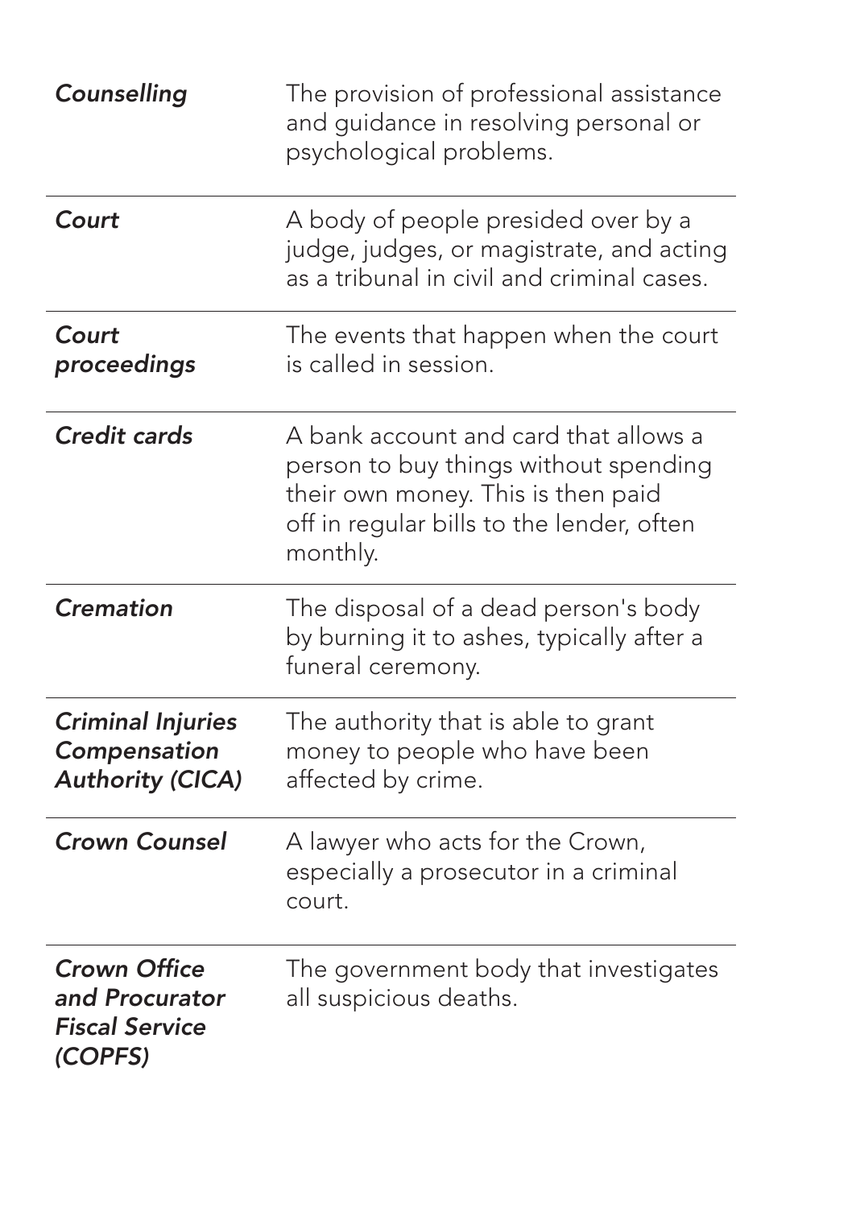| | |
|---|---|
| ***Counselling*** | The provision of professional assistance and guidance in resolving personal or psychological problems. |
| ***Court*** | A body of people presided over by a judge, judges, or magistrate, and acting as a tribunal in civil and criminal cases. |
| ***Court proceedings*** | The events that happen when the court is called in session. |
| ***Credit cards*** | A bank account and card that allows a person to buy things without spending their own money. This is then paid off in regular bills to the lender, often monthly. |
| ***Cremation*** | The disposal of a dead person's body by burning it to ashes, typically after a funeral ceremony. |
| ***Criminal Injuries Compensation Authority (CICA)*** | The authority that is able to grant money to people who have been affected by crime. |
| ***Crown Counsel*** | A lawyer who acts for the Crown, especially a prosecutor in a criminal court. |
| ***Crown Office and Procurator Fiscal Service (COPFS)*** | The government body that investigates all suspicious deaths. |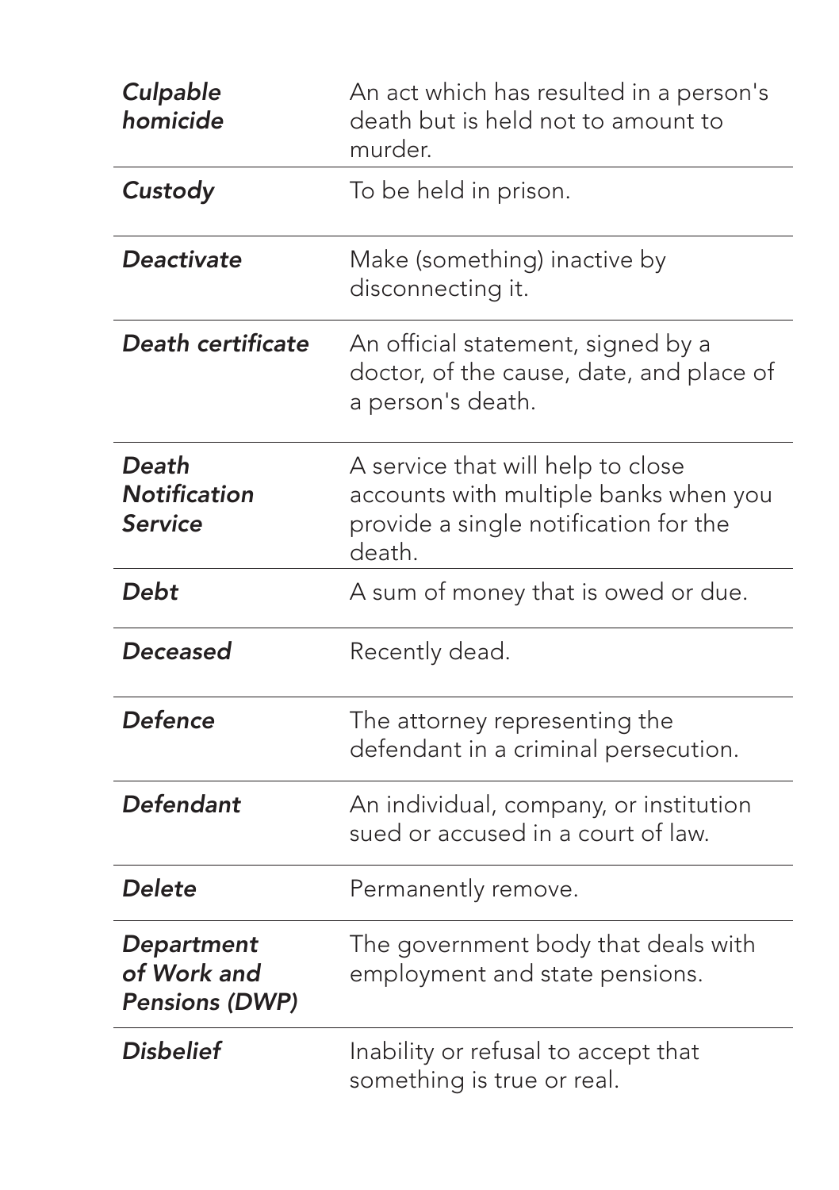| | |
|---|---|
| ***Culpable homicide*** | An act which has resulted in a person's death but is held not to amount to murder. |
| ***Custody*** | To be held in prison. |
| ***Deactivate*** | Make (something) inactive by disconnecting it. |
| ***Death certificate*** | An official statement, signed by a doctor, of the cause, date, and place of a person's death. |
| ***Death Notification Service*** | A service that will help to close accounts with multiple banks when you provide a single notification for the death. |
| ***Debt*** | A sum of money that is owed or due. |
| ***Deceased*** | Recently dead. |
| ***Defence*** | The attorney representing the defendant in a criminal persecution. |
| ***Defendant*** | An individual, company, or institution sued or accused in a court of law. |
| ***Delete*** | Permanently remove. |
| ***Department of Work and Pensions (DWP)*** | The government body that deals with employment and state pensions. |
| ***Disbelief*** | Inability or refusal to accept that something is true or real. |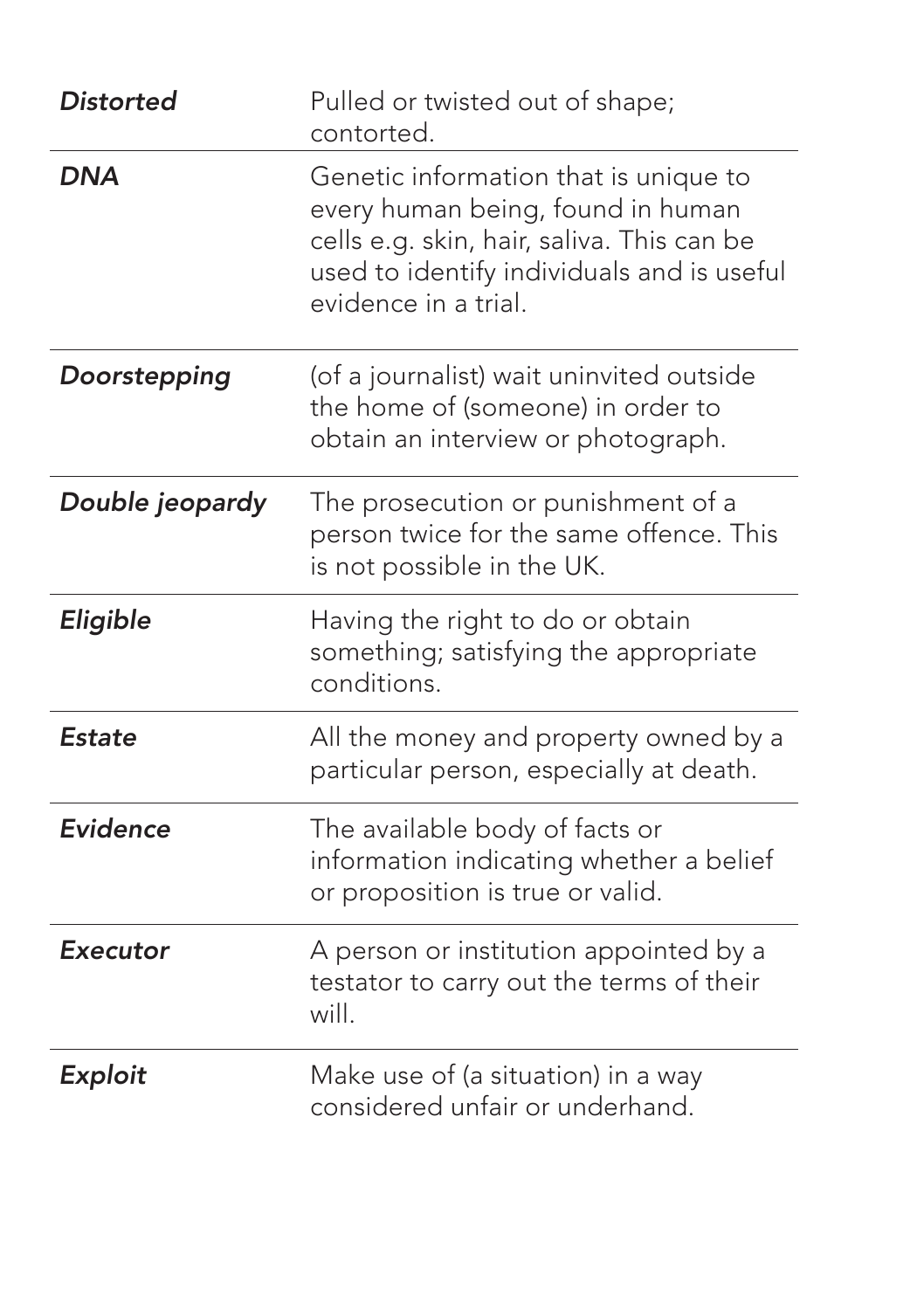| | |
|---|---|
| ***Distorted*** | Pulled or twisted out of shape; contorted. |
| ***DNA*** | Genetic information that is unique to every human being, found in human cells e.g. skin, hair, saliva. This can be used to identify individuals and is useful evidence in a trial. |
| ***Doorstepping*** | (of a journalist) wait uninvited outside the home of (someone) in order to obtain an interview or photograph. |
| ***Double jeopardy*** | The prosecution or punishment of a person twice for the same offence. This is not possible in the UK. |
| ***Eligible*** | Having the right to do or obtain something; satisfying the appropriate conditions. |
| ***Estate*** | All the money and property owned by a particular person, especially at death. |
| ***Evidence*** | The available body of facts or information indicating whether a belief or proposition is true or valid. |
| ***Executor*** | A person or institution appointed by a testator to carry out the terms of their will. |
| ***Exploit*** | Make use of (a situation) in a way considered unfair or underhand. |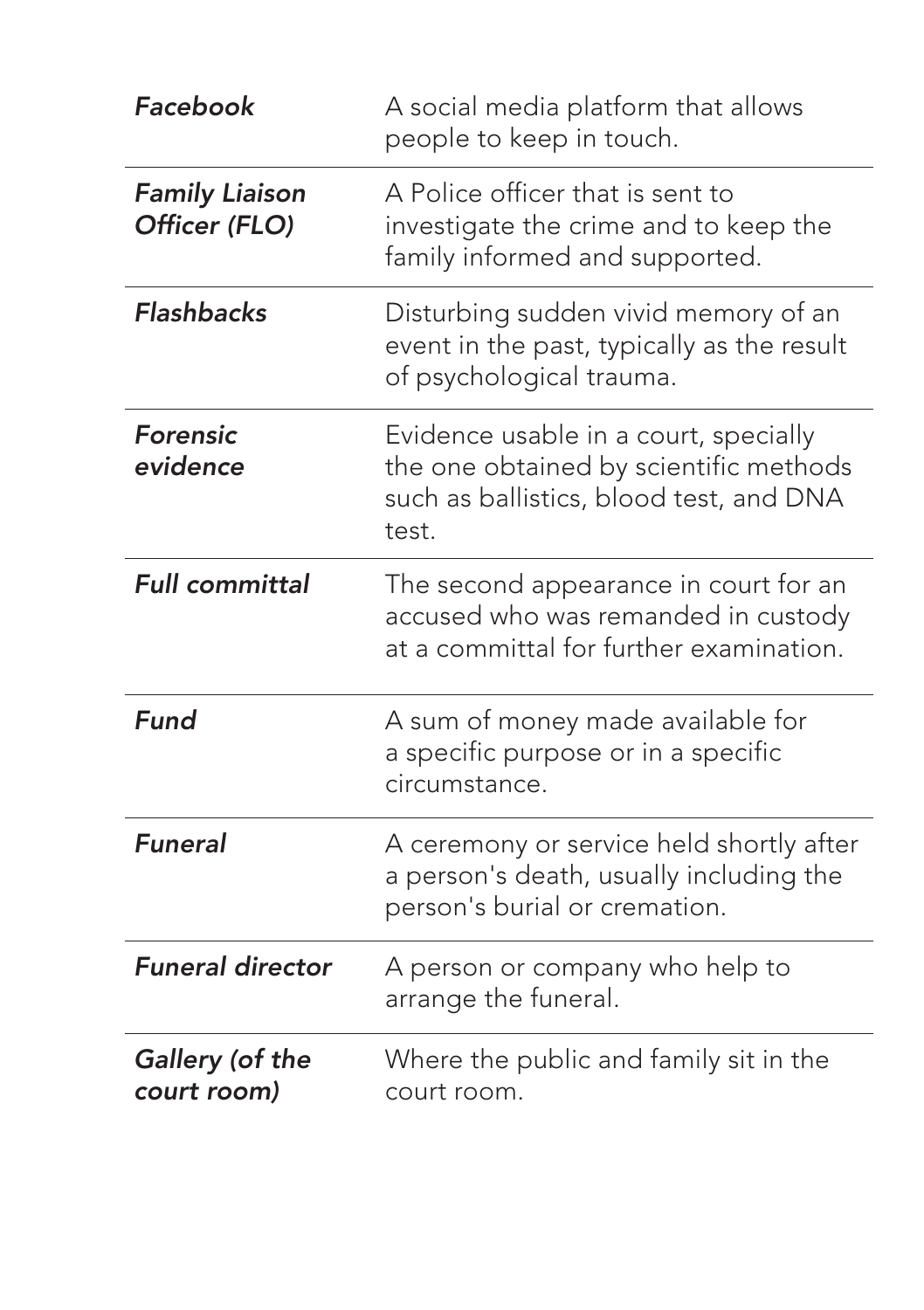| | |
|---|---|
| ***Facebook*** | A social media platform that allows people to keep in touch. |
| ***Family Liaison Officer (FLO)*** | A Police officer that is sent to investigate the crime and to keep the family informed and supported. |
| ***Flashbacks*** | Disturbing sudden vivid memory of an event in the past, typically as the result of psychological trauma. |
| ***Forensic evidence*** | Evidence usable in a court, specially the one obtained by scientific methods such as ballistics, blood test, and DNA test. |
| ***Full committal*** | The second appearance in court for an accused who was remanded in custody at a committal for further examination. |
| ***Fund*** | A sum of money made available for a specific purpose or in a specific circumstance. |
| ***Funeral*** | A ceremony or service held shortly after a person's death, usually including the person's burial or cremation. |
| ***Funeral director*** | A person or company who help to arrange the funeral. |
| ***Gallery (of the court room)*** | Where the public and family sit in the court room. |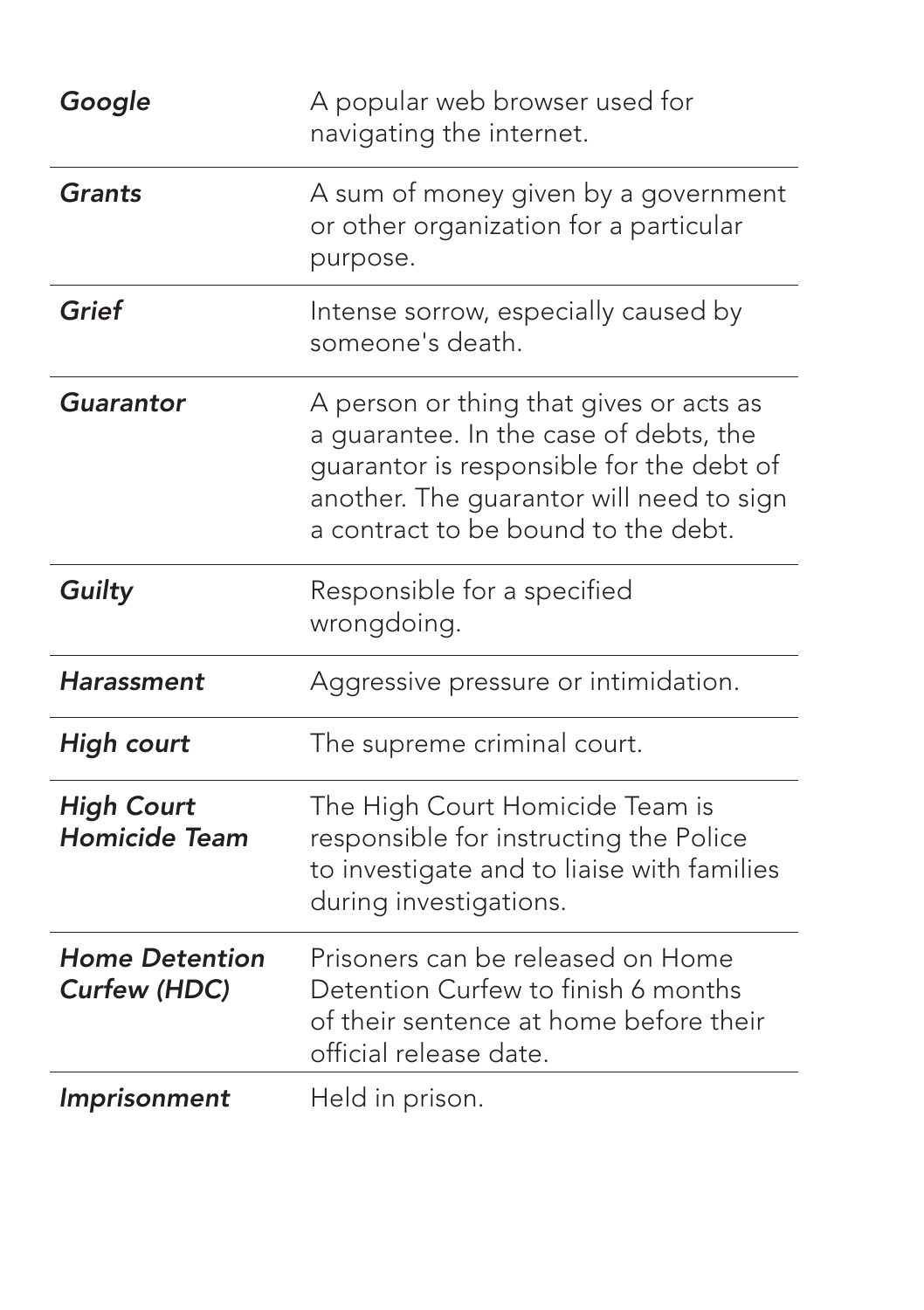| | |
|---|---|
| ***Google*** | A popular web browser used for navigating the internet. |
| ***Grants*** | A sum of money given by a government or other organization for a particular purpose. |
| ***Grief*** | Intense sorrow, especially caused by someone's death. |
| ***Guarantor*** | A person or thing that gives or acts as a guarantee. In the case of debts, the guarantor is responsible for the debt of another. The guarantor will need to sign a contract to be bound to the debt. |
| ***Guilty*** | Responsible for a specified wrongdoing. |
| ***Harassment*** | Aggressive pressure or intimidation. |
| ***High court*** | The supreme criminal court. |
| ***High Court Homicide Team*** | The High Court Homicide Team is responsible for instructing the Police to investigate and to liaise with families during investigations. |
| ***Home Detention Curfew (HDC)*** | Prisoners can be released on Home Detention Curfew to finish 6 months of their sentence at home before their official release date. |
| ***Imprisonment*** | Held in prison. |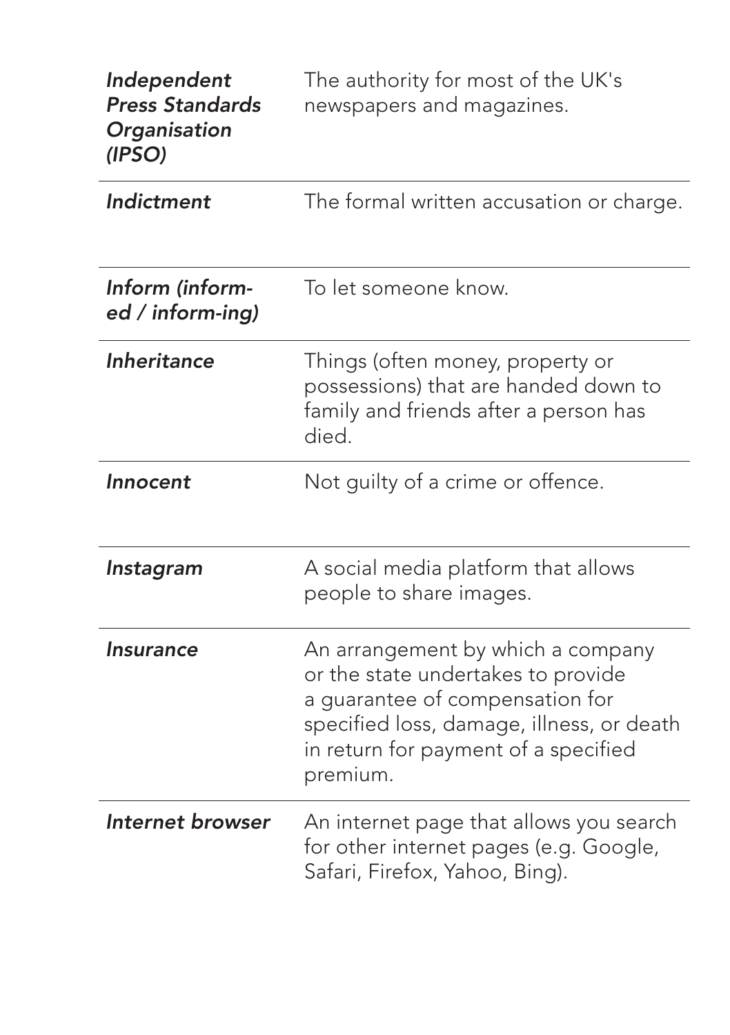| | |
|---|---|
| *Independent Press Standards Organisation (IPSO)* | The authority for most of the UK's newspapers and magazines. |
| *Indictment* | The formal written accusation or charge. |
| *Inform (inform-ed / inform-ing)* | To let someone know. |
| *Inheritance* | Things (often money, property or possessions) that are handed down to family and friends after a person has died. |
| *Innocent* | Not guilty of a crime or offence. |
| *Instagram* | A social media platform that allows people to share images. |
| *Insurance* | An arrangement by which a company or the state undertakes to provide a guarantee of compensation for specified loss, damage, illness, or death in return for payment of a specified premium. |
| *Internet browser* | An internet page that allows you search for other internet pages (e.g. Google, Safari, Firefox, Yahoo, Bing). |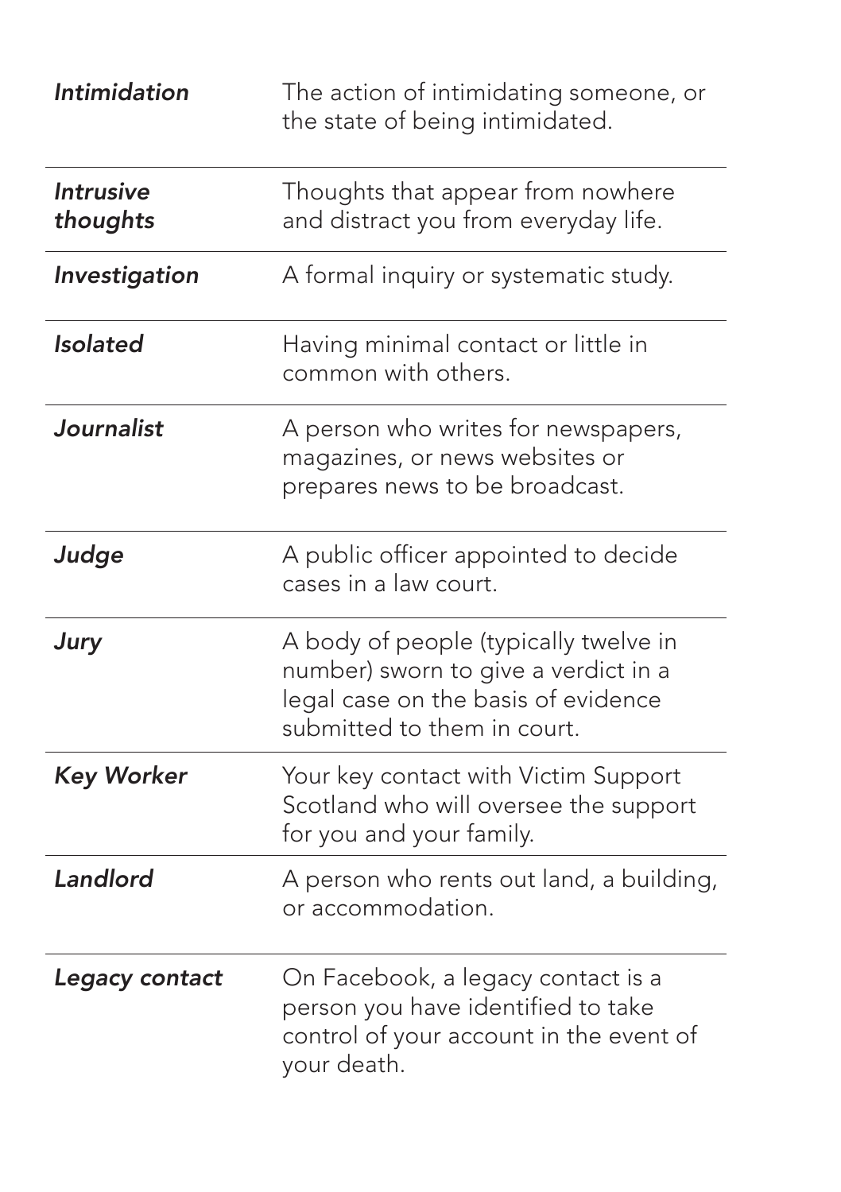| | |
|---|---|
| ***Intimidation*** | The action of intimidating someone, or the state of being intimidated. |
| ***Intrusive thoughts*** | Thoughts that appear from nowhere and distract you from everyday life. |
| ***Investigation*** | A formal inquiry or systematic study. |
| ***Isolated*** | Having minimal contact or little in common with others. |
| ***Journalist*** | A person who writes for newspapers, magazines, or news websites or prepares news to be broadcast. |
| ***Judge*** | A public officer appointed to decide cases in a law court. |
| ***Jury*** | A body of people (typically twelve in number) sworn to give a verdict in a legal case on the basis of evidence submitted to them in court. |
| ***Key Worker*** | Your key contact with Victim Support Scotland who will oversee the support for you and your family. |
| ***Landlord*** | A person who rents out land, a building, or accommodation. |
| ***Legacy contact*** | On Facebook, a legacy contact is a person you have identified to take control of your account in the event of your death. |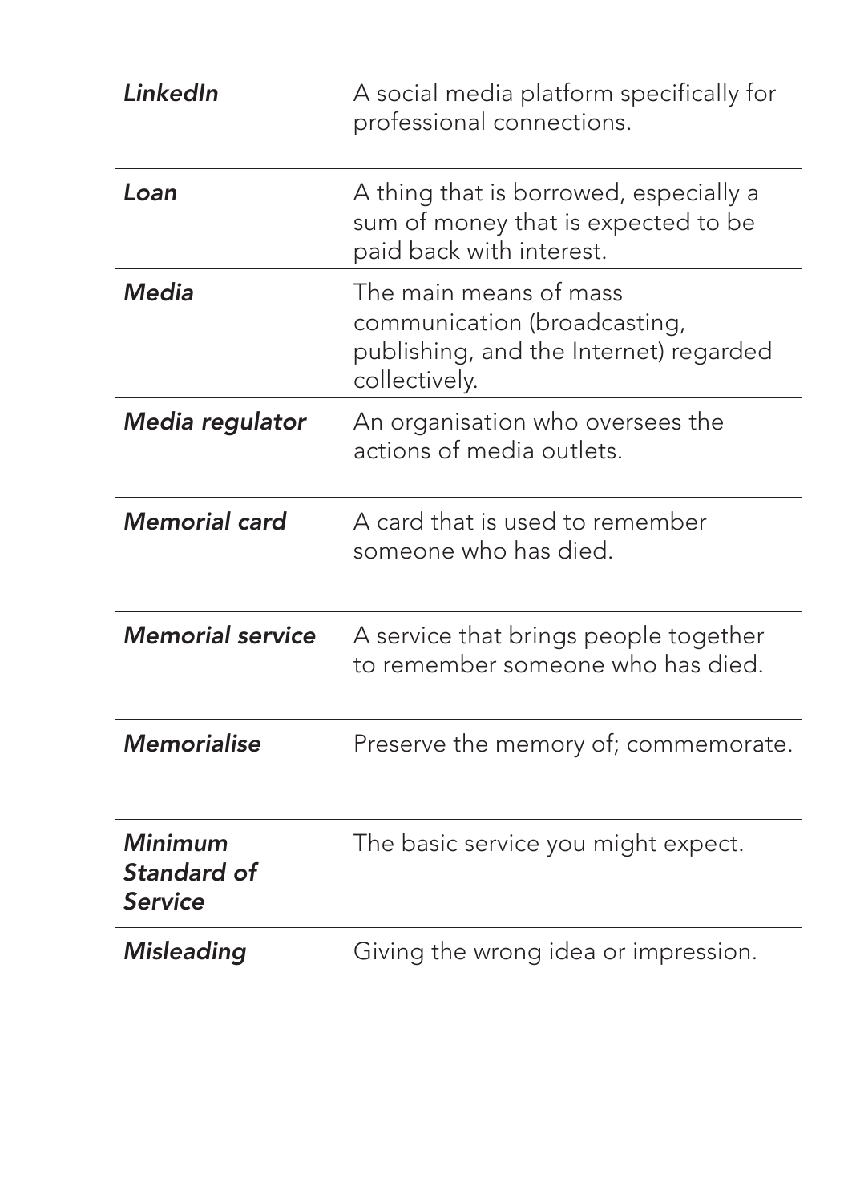| | |
|---|---|
| ***LinkedIn*** | A social media platform specifically for professional connections. |
| ***Loan*** | A thing that is borrowed, especially a sum of money that is expected to be paid back with interest. |
| ***Media*** | The main means of mass communication (broadcasting, publishing, and the Internet) regarded collectively. |
| ***Media regulator*** | An organisation who oversees the actions of media outlets. |
| ***Memorial card*** | A card that is used to remember someone who has died. |
| ***Memorial service*** | A service that brings people together to remember someone who has died. |
| ***Memorialise*** | Preserve the memory of; commemorate. |
| ***Minimum Standard of Service*** | The basic service you might expect. |
| ***Misleading*** | Giving the wrong idea or impression. |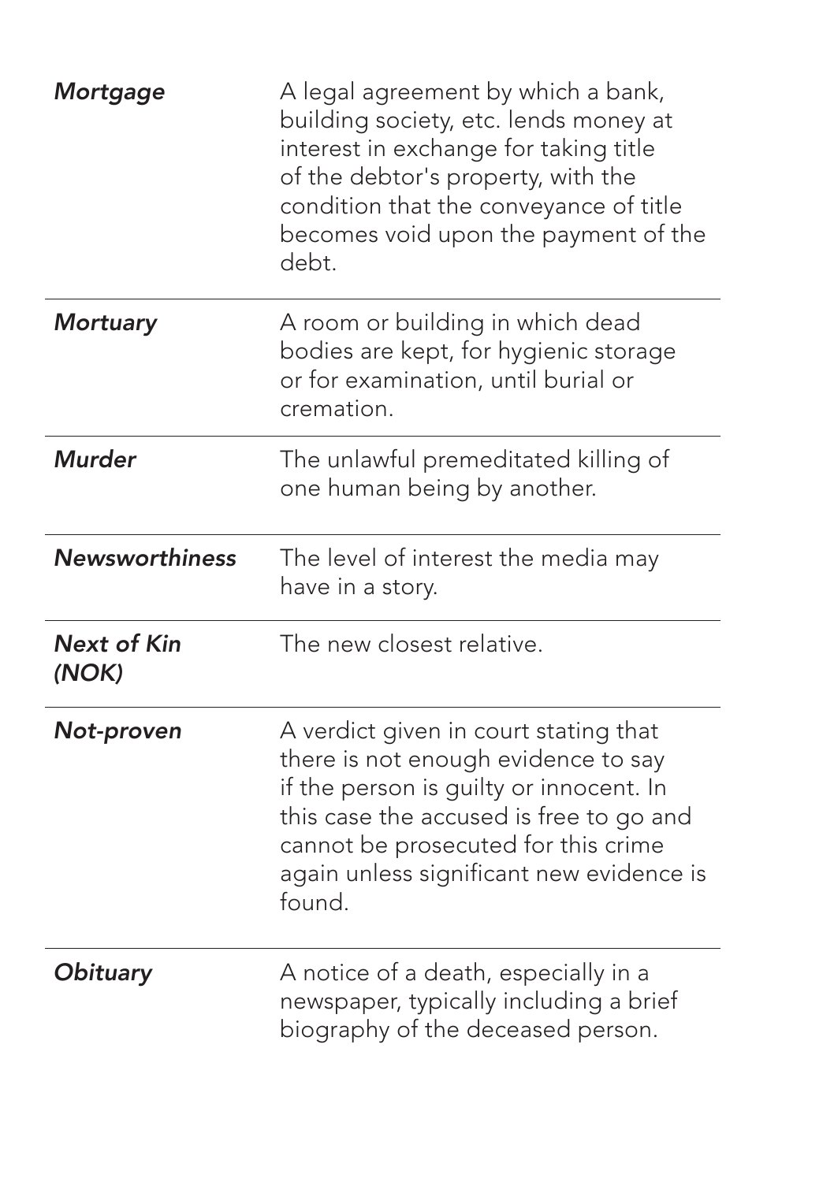| | |
|---|---|
| ***Mortgage*** | A legal agreement by which a bank, building society, etc. lends money at interest in exchange for taking title of the debtor's property, with the condition that the conveyance of title becomes void upon the payment of the debt. |
| ***Mortuary*** | A room or building in which dead bodies are kept, for hygienic storage or for examination, until burial or cremation. |
| ***Murder*** | The unlawful premeditated killing of one human being by another. |
| ***Newsworthiness*** | The level of interest the media may have in a story. |
| ***Next of Kin (NOK)*** | The new closest relative. |
| ***Not-proven*** | A verdict given in court stating that there is not enough evidence to say if the person is guilty or innocent. In this case the accused is free to go and cannot be prosecuted for this crime again unless significant new evidence is found. |
| ***Obituary*** | A notice of a death, especially in a newspaper, typically including a brief biography of the deceased person. |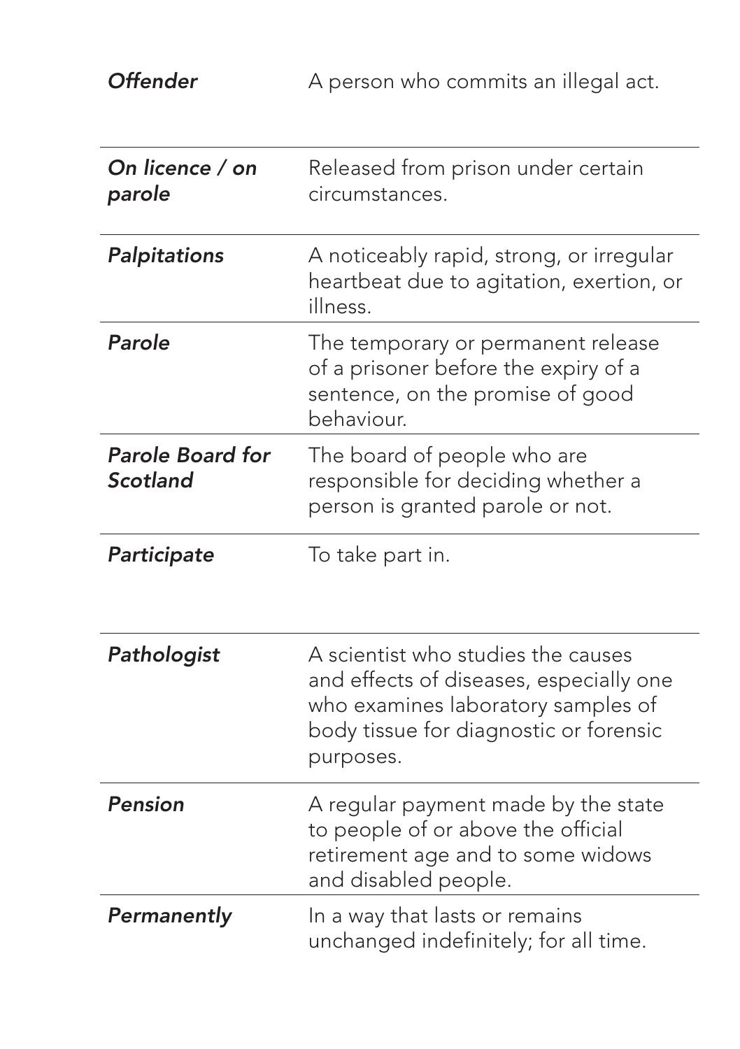| | |
|---|---|
| ***Offender*** | A person who commits an illegal act. |
| ***On licence / on parole*** | Released from prison under certain circumstances. |
| ***Palpitations*** | A noticeably rapid, strong, or irregular heartbeat due to agitation, exertion, or illness. |
| ***Parole*** | The temporary or permanent release of a prisoner before the expiry of a sentence, on the promise of good behaviour. |
| ***Parole Board for Scotland*** | The board of people who are responsible for deciding whether a person is granted parole or not. |
| ***Participate*** | To take part in. |
| ***Pathologist*** | A scientist who studies the causes and effects of diseases, especially one who examines laboratory samples of body tissue for diagnostic or forensic purposes. |
| ***Pension*** | A regular payment made by the state to people of or above the official retirement age and to some widows and disabled people. |
| ***Permanently*** | In a way that lasts or remains unchanged indefinitely; for all time. |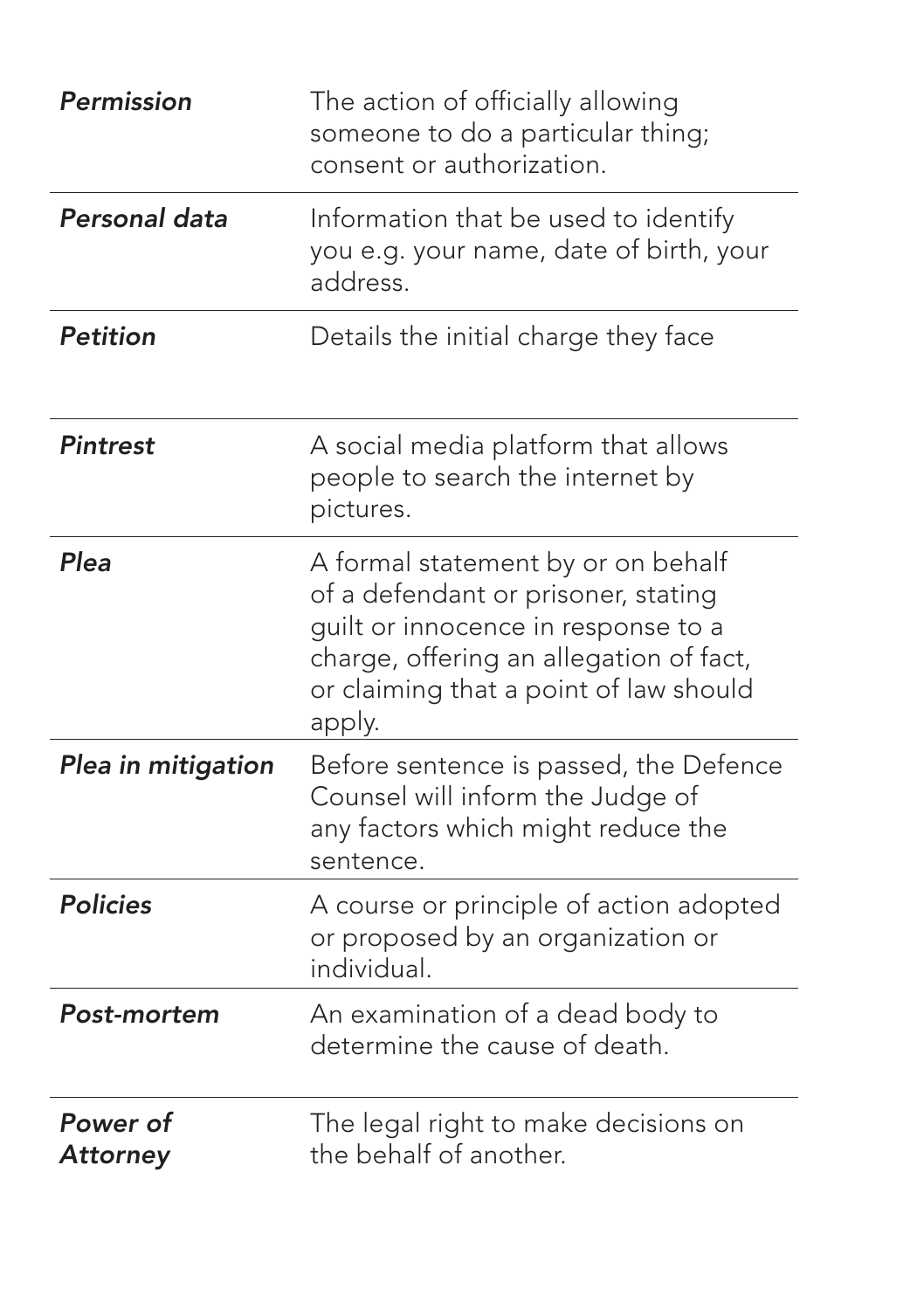| | |
|---|---|
| ***Permission*** | The action of officially allowing someone to do a particular thing; consent or authorization. |
| ***Personal data*** | Information that be used to identify you e.g. your name, date of birth, your address. |
| ***Petition*** | Details the initial charge they face |
| ***Pintrest*** | A social media platform that allows people to search the internet by pictures. |
| ***Plea*** | A formal statement by or on behalf of a defendant or prisoner, stating guilt or innocence in response to a charge, offering an allegation of fact, or claiming that a point of law should apply. |
| ***Plea in mitigation*** | Before sentence is passed, the Defence Counsel will inform the Judge of any factors which might reduce the sentence. |
| ***Policies*** | A course or principle of action adopted or proposed by an organization or individual. |
| ***Post-mortem*** | An examination of a dead body to determine the cause of death. |
| ***Power of Attorney*** | The legal right to make decisions on the behalf of another. |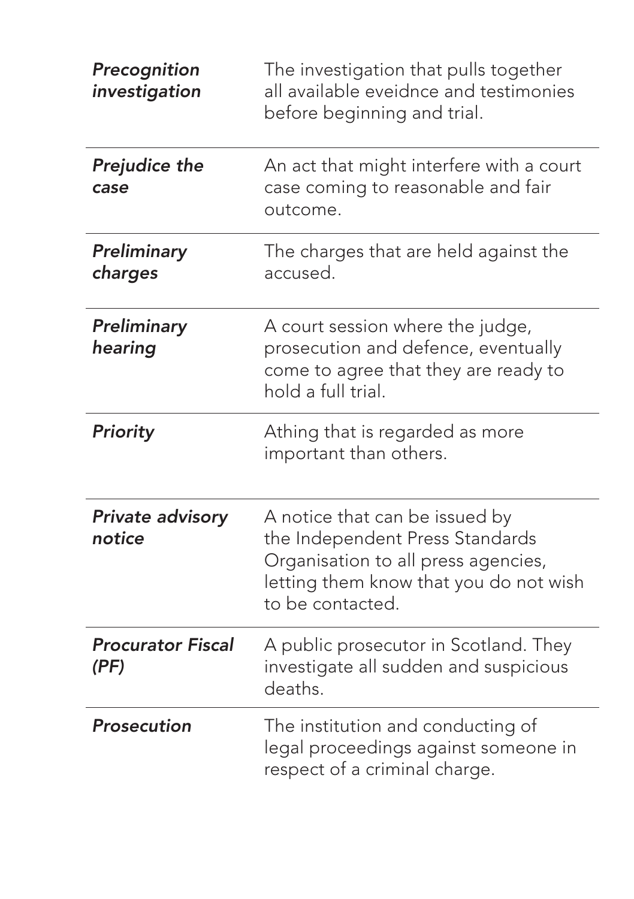| | |
|---|---|
| ***Precognition investigation*** | The investigation that pulls together all available eveidnce and testimonies before beginning and trial. |
| ***Prejudice the case*** | An act that might interfere with a court case coming to reasonable and fair outcome. |
| ***Preliminary charges*** | The charges that are held against the accused. |
| ***Preliminary hearing*** | A court session where the judge, prosecution and defence, eventually come to agree that they are ready to hold a full trial. |
| ***Priority*** | Athing that is regarded as more important than others. |
| ***Private advisory notice*** | A notice that can be issued by the Independent Press Standards Organisation to all press agencies, letting them know that you do not wish to be contacted. |
| ***Procurator Fiscal (PF)*** | A public prosecutor in Scotland. They investigate all sudden and suspicious deaths. |
| ***Prosecution*** | The institution and conducting of legal proceedings against someone in respect of a criminal charge. |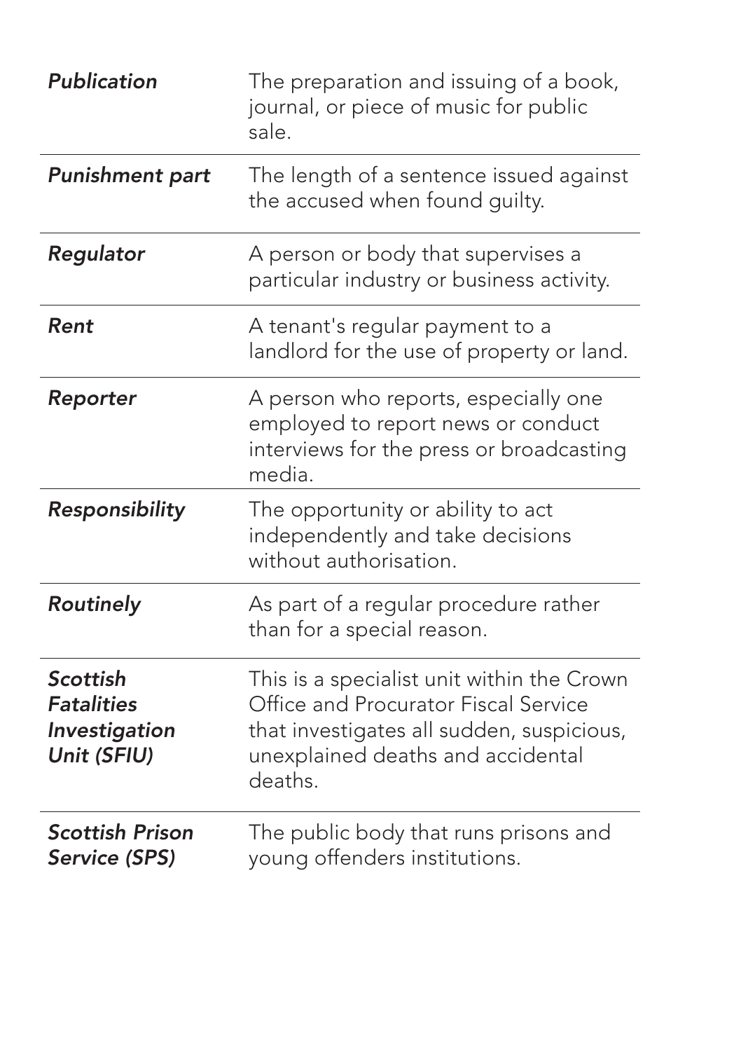| | |
|---|---|
| ***Publication*** | The preparation and issuing of a book, journal, or piece of music for public sale. |
| ***Punishment part*** | The length of a sentence issued against the accused when found guilty. |
| ***Regulator*** | A person or body that supervises a particular industry or business activity. |
| ***Rent*** | A tenant's regular payment to a landlord for the use of property or land. |
| ***Reporter*** | A person who reports, especially one employed to report news or conduct interviews for the press or broadcasting media. |
| ***Responsibility*** | The opportunity or ability to act independently and take decisions without authorisation. |
| ***Routinely*** | As part of a regular procedure rather than for a special reason. |
| ***Scottish Fatalities Investigation Unit (SFIU)*** | This is a specialist unit within the Crown Office and Procurator Fiscal Service that investigates all sudden, suspicious, unexplained deaths and accidental deaths. |
| ***Scottish Prison Service (SPS)*** | The public body that runs prisons and young offenders institutions. |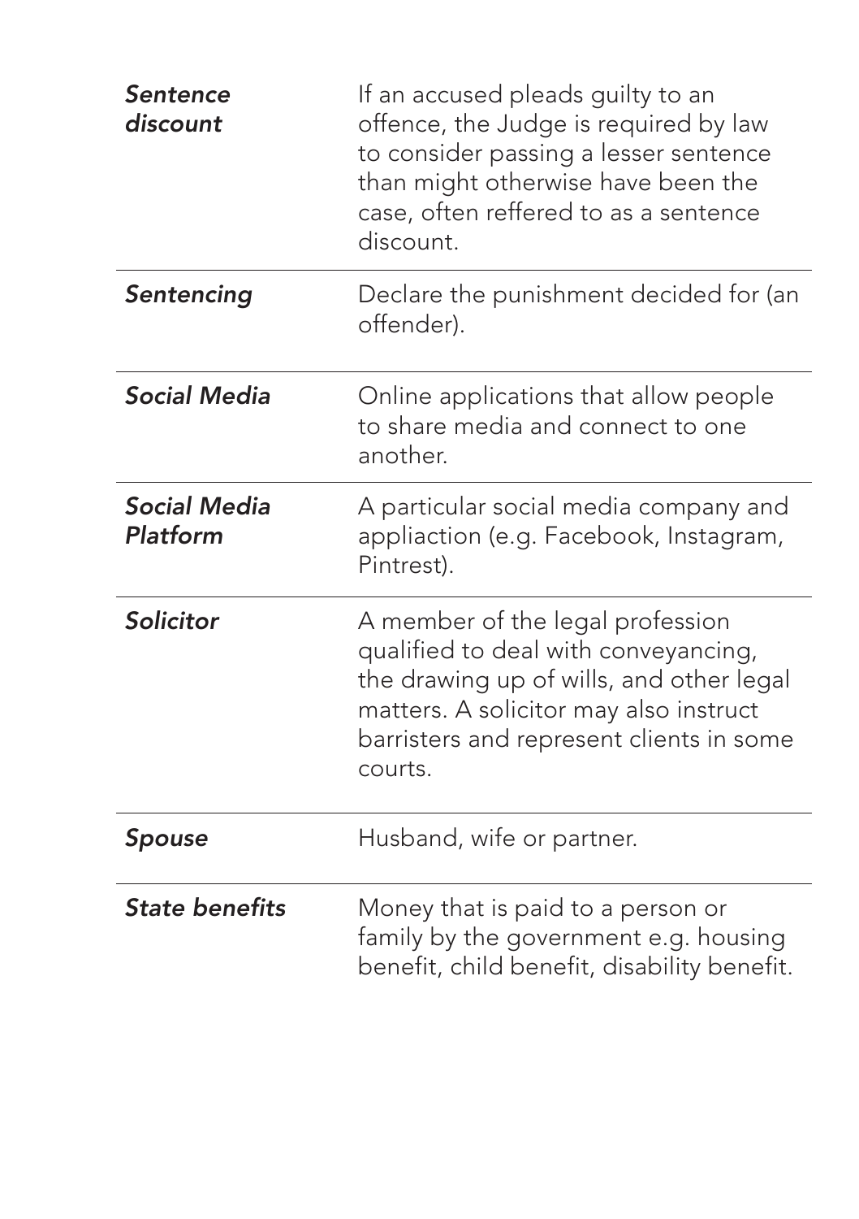| | |
|---|---|
| ***Sentence discount*** | If an accused pleads guilty to an offence, the Judge is required by law to consider passing a lesser sentence than might otherwise have been the case, often reffered to as a sentence discount. |
| ***Sentencing*** | Declare the punishment decided for (an offender). |
| ***Social Media*** | Online applications that allow people to share media and connect to one another. |
| ***Social Media Platform*** | A particular social media company and appliaction (e.g. Facebook, Instagram, Pintrest). |
| ***Solicitor*** | A member of the legal profession qualified to deal with conveyancing, the drawing up of wills, and other legal matters. A solicitor may also instruct barristers and represent clients in some courts. |
| ***Spouse*** | Husband, wife or partner. |
| ***State benefits*** | Money that is paid to a person or family by the government e.g. housing benefit, child benefit, disability benefit. |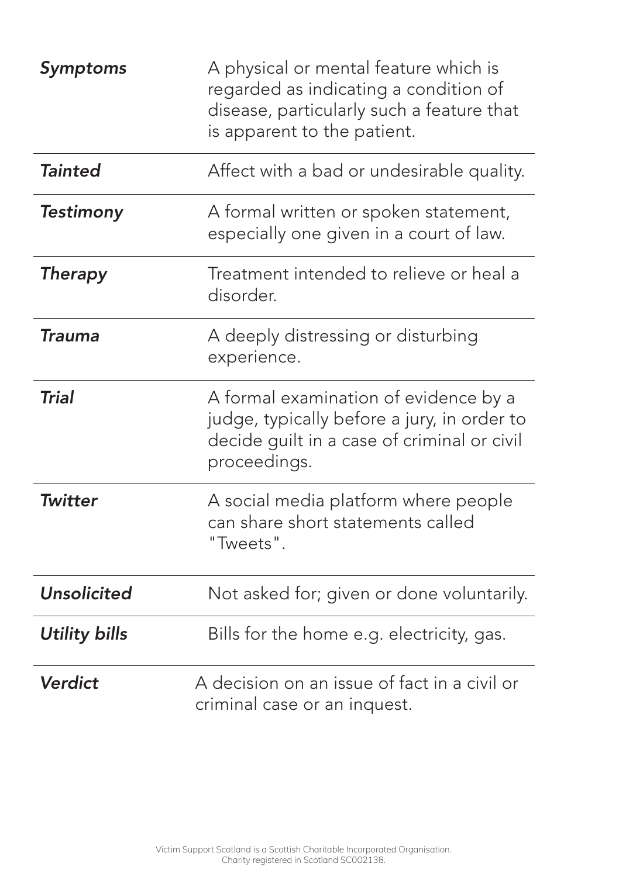| | |
|---|---|
| ***Symptoms*** | A physical or mental feature which is regarded as indicating a condition of disease, particularly such a feature that is apparent to the patient. |
| ***Tainted*** | Affect with a bad or undesirable quality. |
| ***Testimony*** | A formal written or spoken statement, especially one given in a court of law. |
| ***Therapy*** | Treatment intended to relieve or heal a disorder. |
| ***Trauma*** | A deeply distressing or disturbing experience. |
| ***Trial*** | A formal examination of evidence by a judge, typically before a jury, in order to decide guilt in a case of criminal or civil proceedings. |
| ***Twitter*** | A social media platform where people can share short statements called "Tweets". |
| ***Unsolicited*** | Not asked for; given or done voluntarily. |
| ***Utility bills*** | Bills for the home e.g. electricity, gas. |
| ***Verdict*** | A decision on an issue of fact in a civil or criminal case or an inquest. |

Victim Support Scotland is a Scottish Charitable Incorporated Organisation.
Charity registered in Scotland SC002138.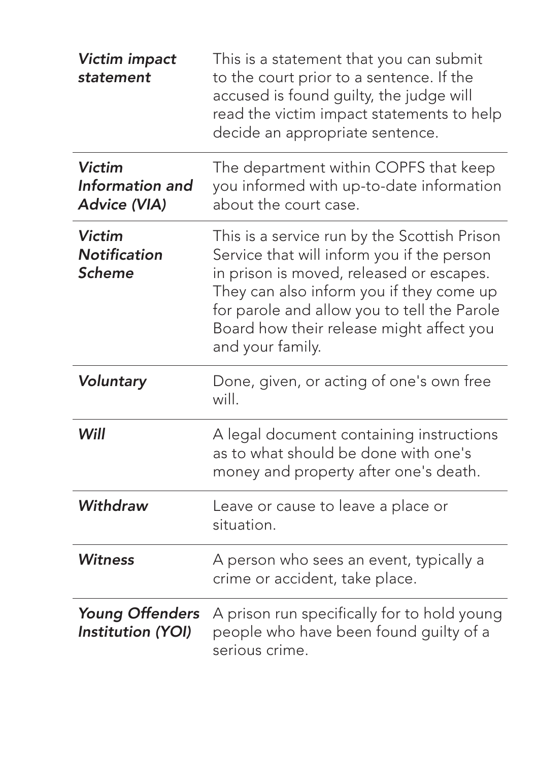| | |
|---|---|
| ***Victim impact statement*** | This is a statement that you can submit to the court prior to a sentence. If the accused is found guilty, the judge will read the victim impact statements to help decide an appropriate sentence. |
| ***Victim Information and Advice (VIA)*** | The department within COPFS that keep you informed with up-to-date information about the court case. |
| ***Victim Notification Scheme*** | This is a service run by the Scottish Prison Service that will inform you if the person in prison is moved, released or escapes. They can also inform you if they come up for parole and allow you to tell the Parole Board how their release might affect you and your family. |
| ***Voluntary*** | Done, given, or acting of one's own free will. |
| ***Will*** | A legal document containing instructions as to what should be done with one's money and property after one's death. |
| ***Withdraw*** | Leave or cause to leave a place or situation. |
| ***Witness*** | A person who sees an event, typically a crime or accident, take place. |
| ***Young Offenders Institution (YOI)*** | A prison run specifically for to hold young people who have been found guilty of a serious crime. |